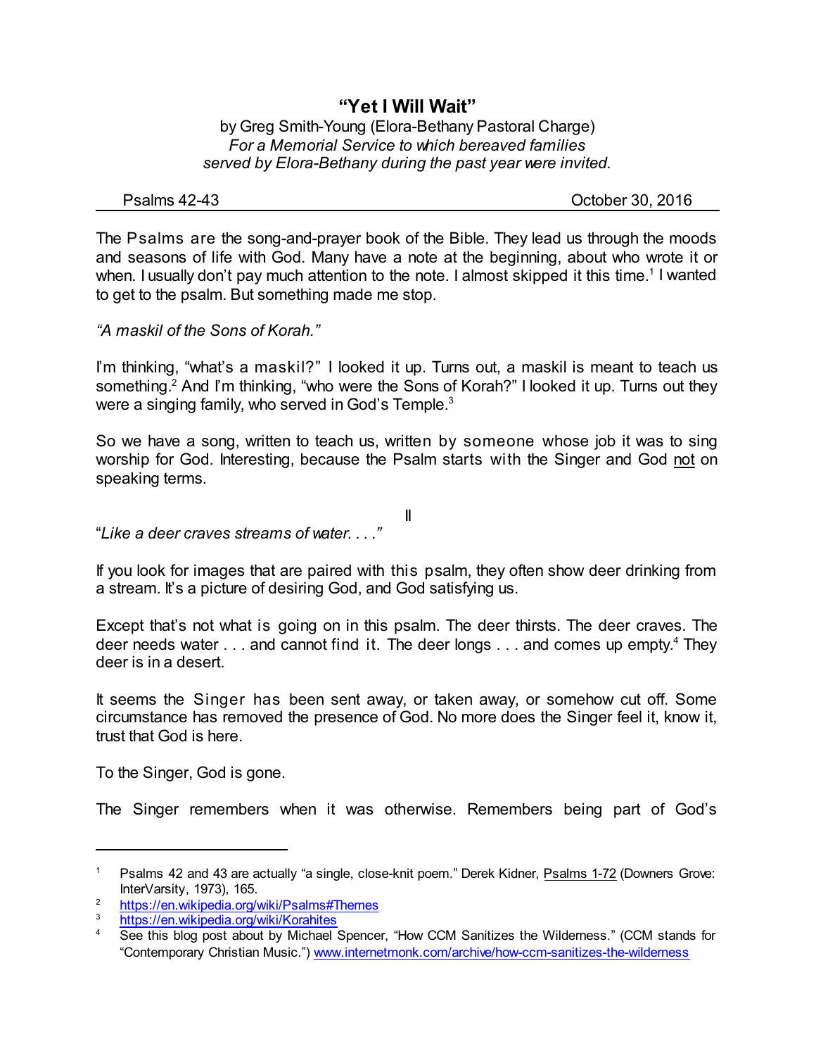# "Yet I Will Wait"

by Greg Smith-Young (Elora-Bethany Pastoral Charge)
*For a Memorial Service to which bereaved families served by Elora-Bethany during the past year were invited.*

Psalms 42-43 October 30, 2016

The Psalms are the song-and-prayer book of the Bible. They lead us through the moods and seasons of life with God. Many have a note at the beginning, about who wrote it or when. I usually don't pay much attention to the note. I almost skipped it this time.[1] I wanted to get to the psalm. But something made me stop.

*"A maskil of the Sons of Korah."*

I'm thinking, "what's a maskil?" I looked it up. Turns out, a maskil is meant to teach us something.[2] And I'm thinking, "who were the Sons of Korah?" I looked it up. Turns out they were a singing family, who served in God's Temple.[3]

So we have a song, written to teach us, written by someone whose job it was to sing worship for God. Interesting, because the Psalm starts with the Singer and God <u>not</u> on speaking terms.

II

"*Like a deer craves streams of water. . . .*"

If you look for images that are paired with this psalm, they often show deer drinking from a stream. It's a picture of desiring God, and God satisfying us.

Except that's not what is going on in this psalm. The deer thirsts. The deer craves. The deer needs water . . . and cannot find it. The deer longs . . . and comes up empty.[4] They deer is in a desert.

It seems the Singer has been sent away, or taken away, or somehow cut off. Some circumstance has removed the presence of God. No more does the Singer feel it, know it, trust that God is here.

To the Singer, God is gone.

The Singer remembers when it was otherwise. Remembers being part of God's

---

[1] Psalms 42 and 43 are actually "a single, close-knit poem." Derek Kidner, <u>Psalms 1-72</u> (Downers Grove: InterVarsity, 1973), 165.

[2] https://en.wikipedia.org/wiki/Psalms#Themes

[3] https://en.wikipedia.org/wiki/Korahites

[4] See this blog post about by Michael Spencer, "How CCM Sanitizes the Wilderness." (CCM stands for "Contemporary Christian Music.") www.internetmonk.com/archive/how-ccm-sanitizes-the-wilderness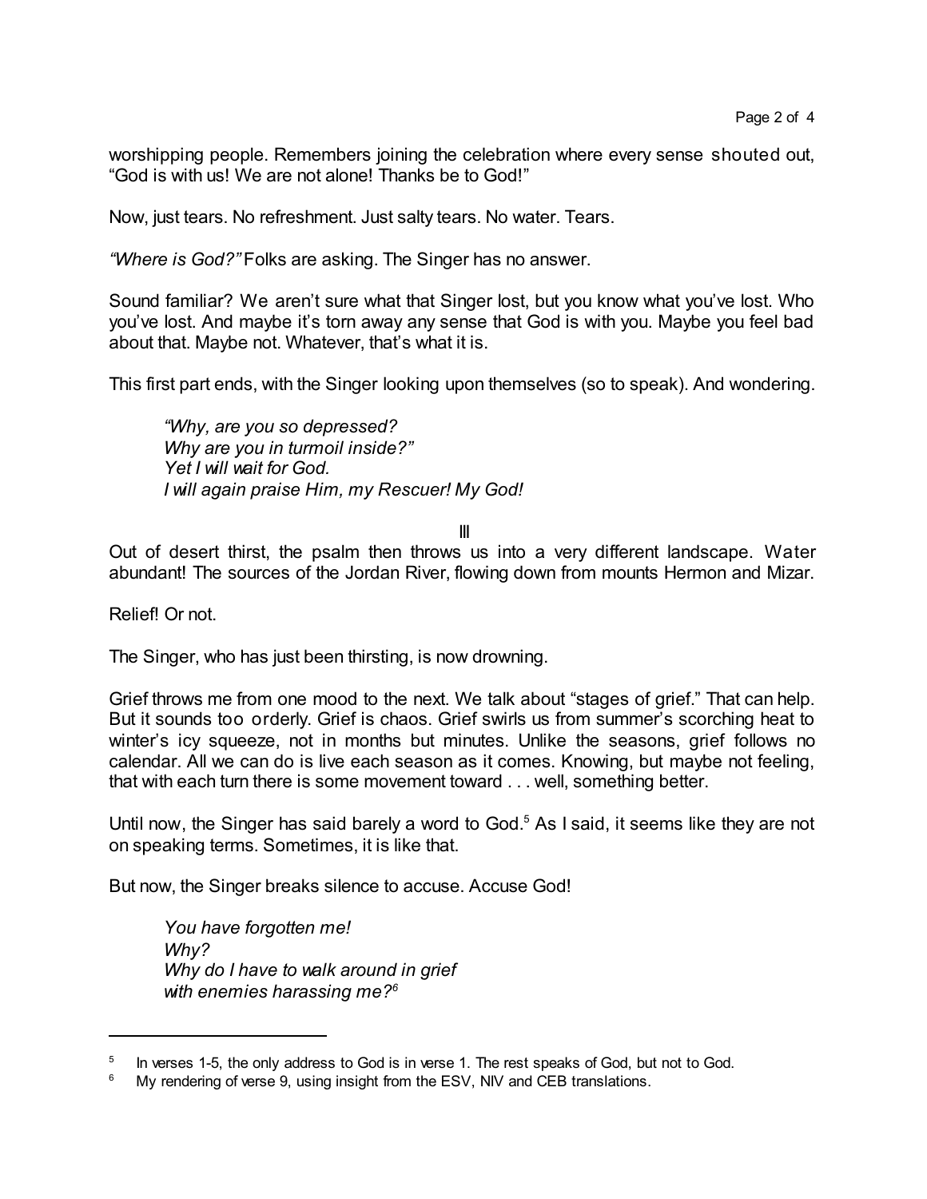worshipping people. Remembers joining the celebration where every sense shouted out, "God is with us! We are not alone! Thanks be to God!"

Now, just tears. No refreshment. Just salty tears. No water. Tears.

*"Where is God?"* Folks are asking. The Singer has no answer.

Sound familiar? We aren't sure what that Singer lost, but you know what you've lost. Who you've lost. And maybe it's torn away any sense that God is with you. Maybe you feel bad about that. Maybe not. Whatever, that's what it is.

This first part ends, with the Singer looking upon themselves (so to speak). And wondering.

> *"Why, are you so depressed?*
> *Why are you in turmoil inside?"*
> *Yet I will wait for God.*
> *I will again praise Him, my Rescuer! My God!*

III

Out of desert thirst, the psalm then throws us into a very different landscape. Water abundant! The sources of the Jordan River, flowing down from mounts Hermon and Mizar.

Relief! Or not.

The Singer, who has just been thirsting, is now drowning.

Grief throws me from one mood to the next. We talk about "stages of grief." That can help. But it sounds too orderly. Grief is chaos. Grief swirls us from summer's scorching heat to winter's icy squeeze, not in months but minutes. Unlike the seasons, grief follows no calendar. All we can do is live each season as it comes. Knowing, but maybe not feeling, that with each turn there is some movement toward . . . well, something better.

Until now, the Singer has said barely a word to God.[5] As I said, it seems like they are not on speaking terms. Sometimes, it is like that.

But now, the Singer breaks silence to accuse. Accuse God!

> *You have forgotten me!*
> *Why?*
> *Why do I have to walk around in grief*
> *with enemies harassing me?*[6]

---

[5] In verses 1-5, the only address to God is in verse 1. The rest speaks of God, but not to God.

[6] My rendering of verse 9, using insight from the ESV, NIV and CEB translations.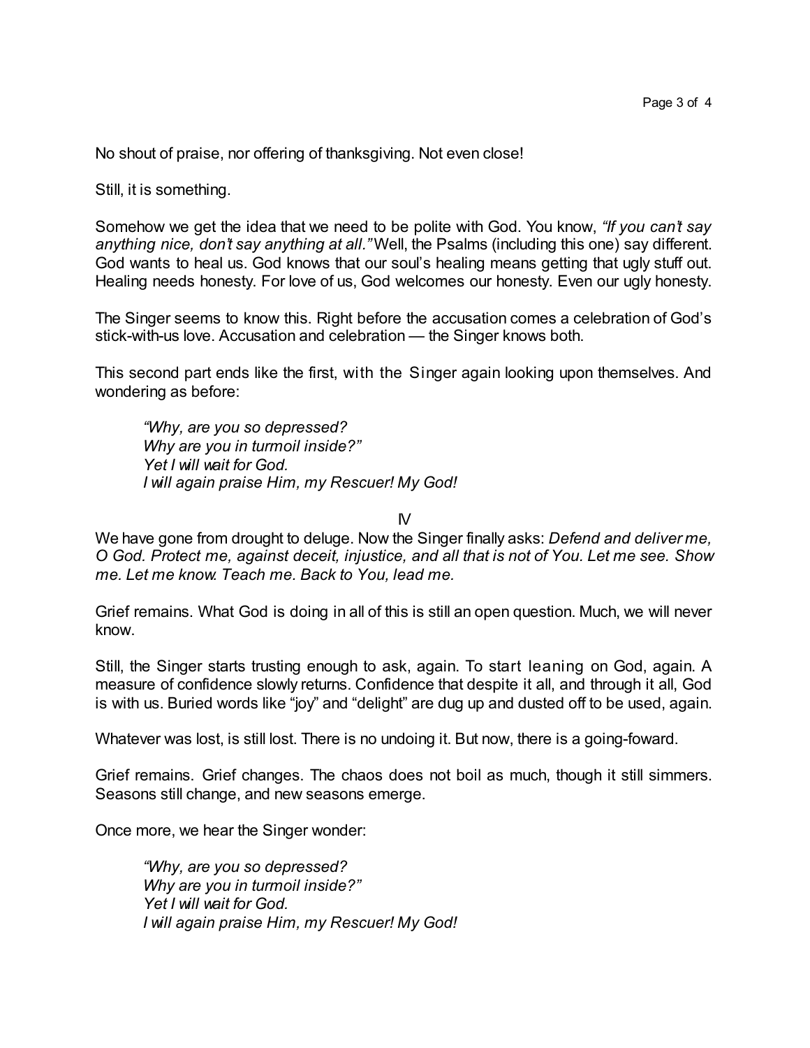No shout of praise, nor offering of thanksgiving. Not even close!

Still, it is something.

Somehow we get the idea that we need to be polite with God. You know, *"If you can't say anything nice, don't say anything at all."* Well, the Psalms (including this one) say different. God wants to heal us. God knows that our soul's healing means getting that ugly stuff out. Healing needs honesty. For love of us, God welcomes our honesty. Even our ugly honesty.

The Singer seems to know this. Right before the accusation comes a celebration of God's stick-with-us love. Accusation and celebration — the Singer knows both.

This second part ends like the first, with the Singer again looking upon themselves. And wondering as before:

> *"Why, are you so depressed?*
> *Why are you in turmoil inside?"*
> *Yet I will wait for God.*
> *I will again praise Him, my Rescuer! My God!*

## IV

We have gone from drought to deluge. Now the Singer finally asks: *Defend and deliver me, O God. Protect me, against deceit, injustice, and all that is not of You. Let me see. Show me. Let me know. Teach me. Back to You, lead me.*

Grief remains. What God is doing in all of this is still an open question. Much, we will never know.

Still, the Singer starts trusting enough to ask, again. To start leaning on God, again. A measure of confidence slowly returns. Confidence that despite it all, and through it all, God is with us. Buried words like "joy" and "delight" are dug up and dusted off to be used, again.

Whatever was lost, is still lost. There is no undoing it. But now, there is a going-foward.

Grief remains. Grief changes. The chaos does not boil as much, though it still simmers. Seasons still change, and new seasons emerge.

Once more, we hear the Singer wonder:

> *"Why, are you so depressed?*
> *Why are you in turmoil inside?"*
> *Yet I will wait for God.*
> *I will again praise Him, my Rescuer! My God!*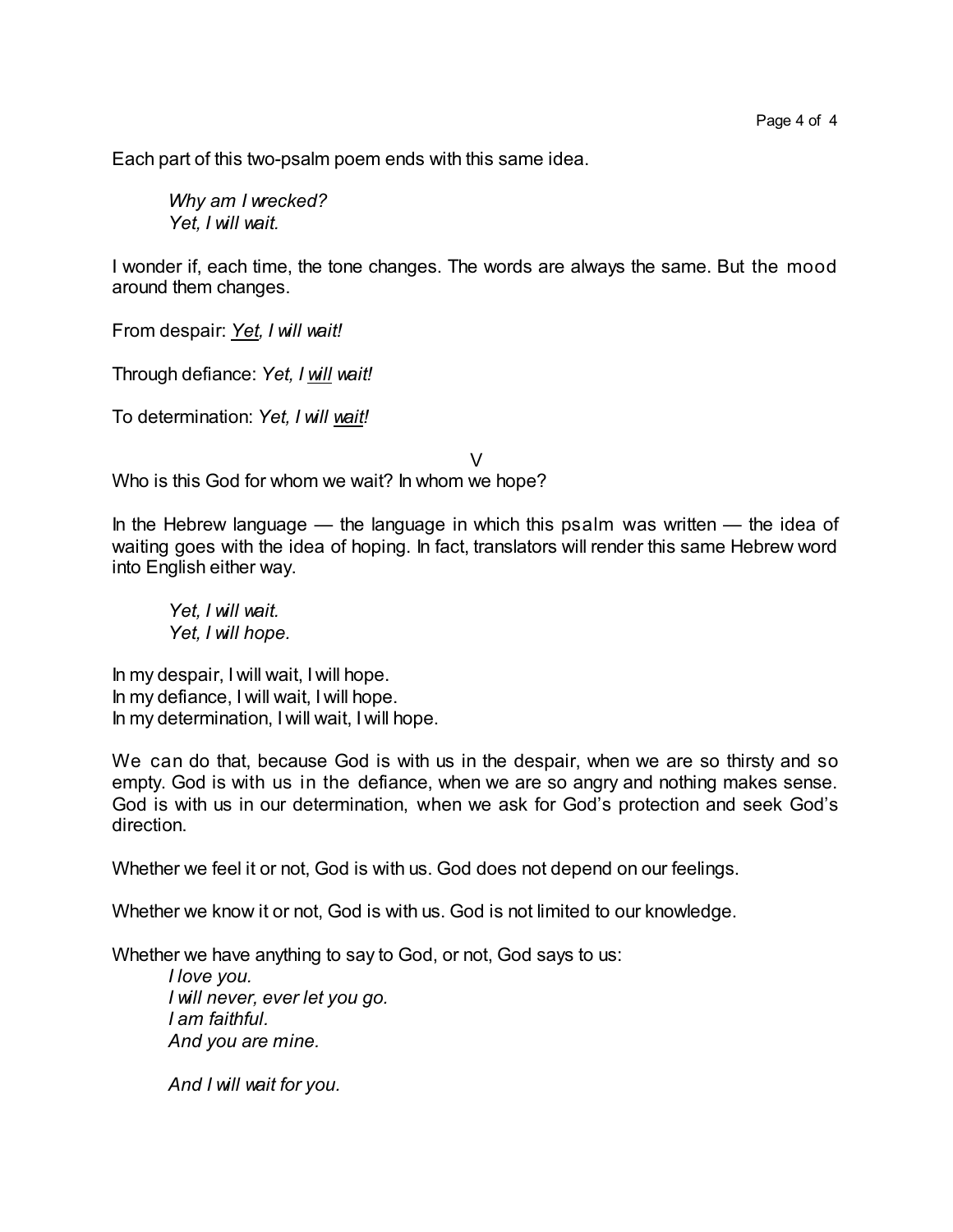Each part of this two-psalm poem ends with this same idea.

> *Why am I wrecked?*
> *Yet, I will wait.*

I wonder if, each time, the tone changes. The words are always the same. But the mood around them changes.

From despair: *<u>Yet</u>, I will wait!*

Through defiance: *Yet, I <u>will</u> wait!*

To determination: *Yet, I will <u>wait</u>!*

V

Who is this God for whom we wait? In whom we hope?

In the Hebrew language — the language in which this psalm was written — the idea of waiting goes with the idea of hoping. In fact, translators will render this same Hebrew word into English either way.

> *Yet, I will wait.*
> *Yet, I will hope.*

In my despair, I will wait, I will hope.
In my defiance, I will wait, I will hope.
In my determination, I will wait, I will hope.

We can do that, because God is with us in the despair, when we are so thirsty and so empty. God is with us in the defiance, when we are so angry and nothing makes sense. God is with us in our determination, when we ask for God's protection and seek God's direction.

Whether we feel it or not, God is with us. God does not depend on our feelings.

Whether we know it or not, God is with us. God is not limited to our knowledge.

Whether we have anything to say to God, or not, God says to us:

> *I love you.*
> *I will never, ever let you go.*
> *I am faithful.*
> *And you are mine.*
>
> *And I will wait for you.*